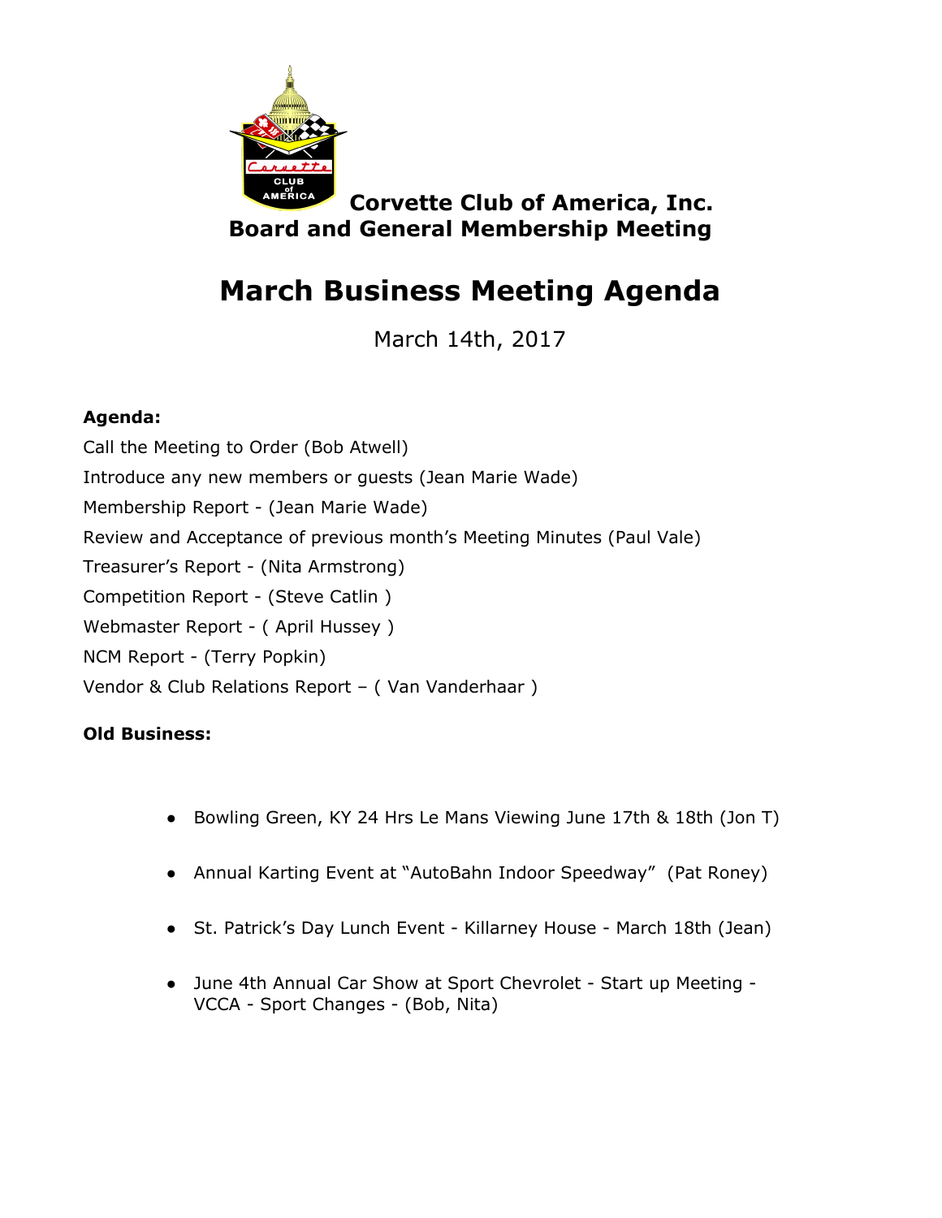**Corvette Club of America, Inc.**
**Board and General Membership Meeting**

# March Business Meeting Agenda

March 14th, 2017

**Agenda:**

Call the Meeting to Order (Bob Atwell)
Introduce any new members or guests (Jean Marie Wade)
Membership Report - (Jean Marie Wade)
Review and Acceptance of previous month's Meeting Minutes (Paul Vale)
Treasurer's Report - (Nita Armstrong)
Competition Report - (Steve Catlin )
Webmaster Report - ( April Hussey )
NCM Report - (Terry Popkin)
Vendor & Club Relations Report – ( Van Vanderhaar )

**Old Business:**

- Bowling Green, KY 24 Hrs Le Mans Viewing June 17th & 18th (Jon T)
- Annual Karting Event at "AutoBahn Indoor Speedway" (Pat Roney)
- St. Patrick's Day Lunch Event - Killarney House - March 18th (Jean)
- June 4th Annual Car Show at Sport Chevrolet - Start up Meeting - VCCA - Sport Changes - (Bob, Nita)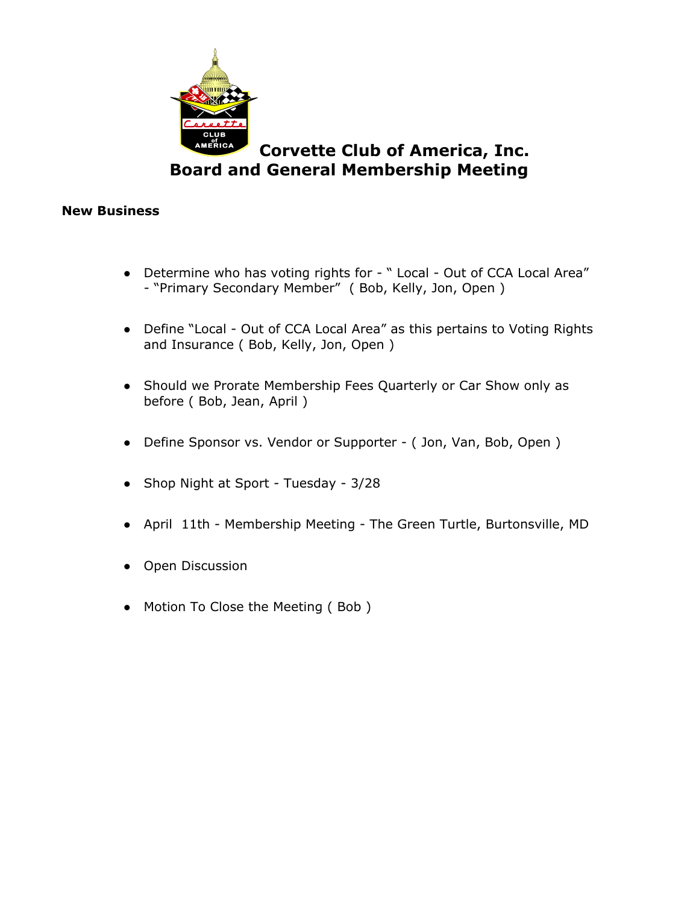# Corvette Club of America, Inc.
## Board and General Membership Meeting

**New Business**

- Determine who has voting rights for - " Local - Out of CCA Local Area" - "Primary Secondary Member" ( Bob, Kelly, Jon, Open )
- Define "Local - Out of CCA Local Area" as this pertains to Voting Rights and Insurance ( Bob, Kelly, Jon, Open )
- Should we Prorate Membership Fees Quarterly or Car Show only as before ( Bob, Jean, April )
- Define Sponsor vs. Vendor or Supporter - ( Jon, Van, Bob, Open )
- Shop Night at Sport - Tuesday - 3/28
- April 11th - Membership Meeting - The Green Turtle, Burtonsville, MD
- Open Discussion
- Motion To Close the Meeting ( Bob )